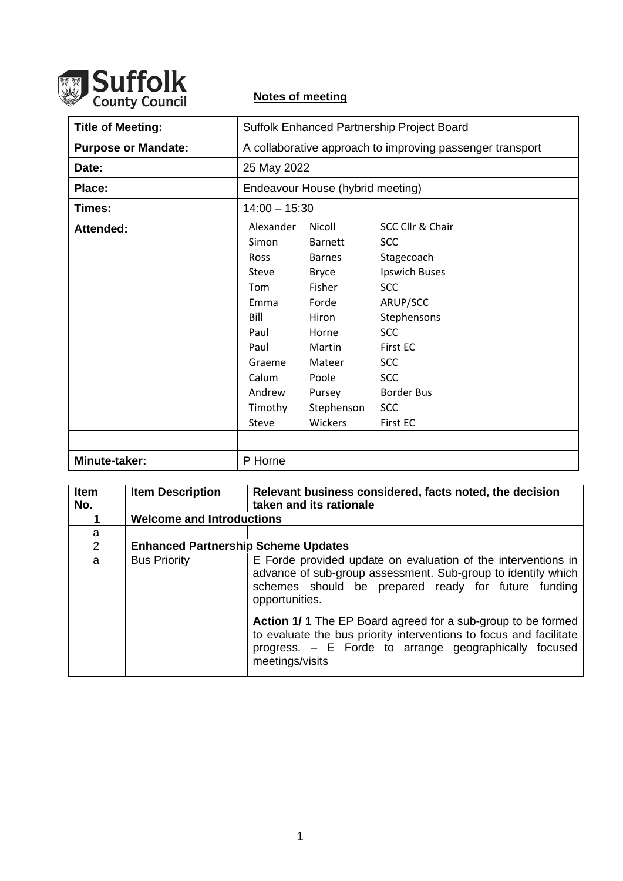Suffolk County Council

**Notes of meeting**

| **Title of Meeting:** | Suffolk Enhanced Partnership Project Board |
|---|---|
| **Purpose or Mandate:** | A collaborative approach to improving passenger transport |
| **Date:** | 25 May 2022 |
| **Place:** | Endeavour House (hybrid meeting) |
| **Times:** | 14:00 – 15:30 |
| **Attended:** | Alexander Nicoll – SCC Cllr & Chair<br>Simon Barnett – SCC<br>Ross Barnes – Stagecoach<br>Steve Bryce – Ipswich Buses<br>Tom Fisher – SCC<br>Emma Forde – ARUP/SCC<br>Bill Hiron – Stephensons<br>Paul Horne – SCC<br>Paul Martin – First EC<br>Graeme Mateer – SCC<br>Calum Poole – SCC<br>Andrew Pursey – Border Bus<br>Timothy Stephenson – SCC<br>Steve Wickers – First EC |
| | |
| **Minute-taker:** | P Horne |

| **Item No.** | **Item Description** | **Relevant business considered, facts noted, the decision taken and its rationale** |
|---|---|---|
| **1** | **Welcome and Introductions** | |
| a | | |
| 2 | **Enhanced Partnership Scheme Updates** | |
| a | Bus Priority | E Forde provided update on evaluation of the interventions in advance of sub-group assessment. Sub-group to identify which schemes should be prepared ready for future funding opportunities.<br><br>**Action 1/ 1** The EP Board agreed for a sub-group to be formed to evaluate the bus priority interventions to focus and facilitate progress. – E Forde to arrange geographically focused meetings/visits |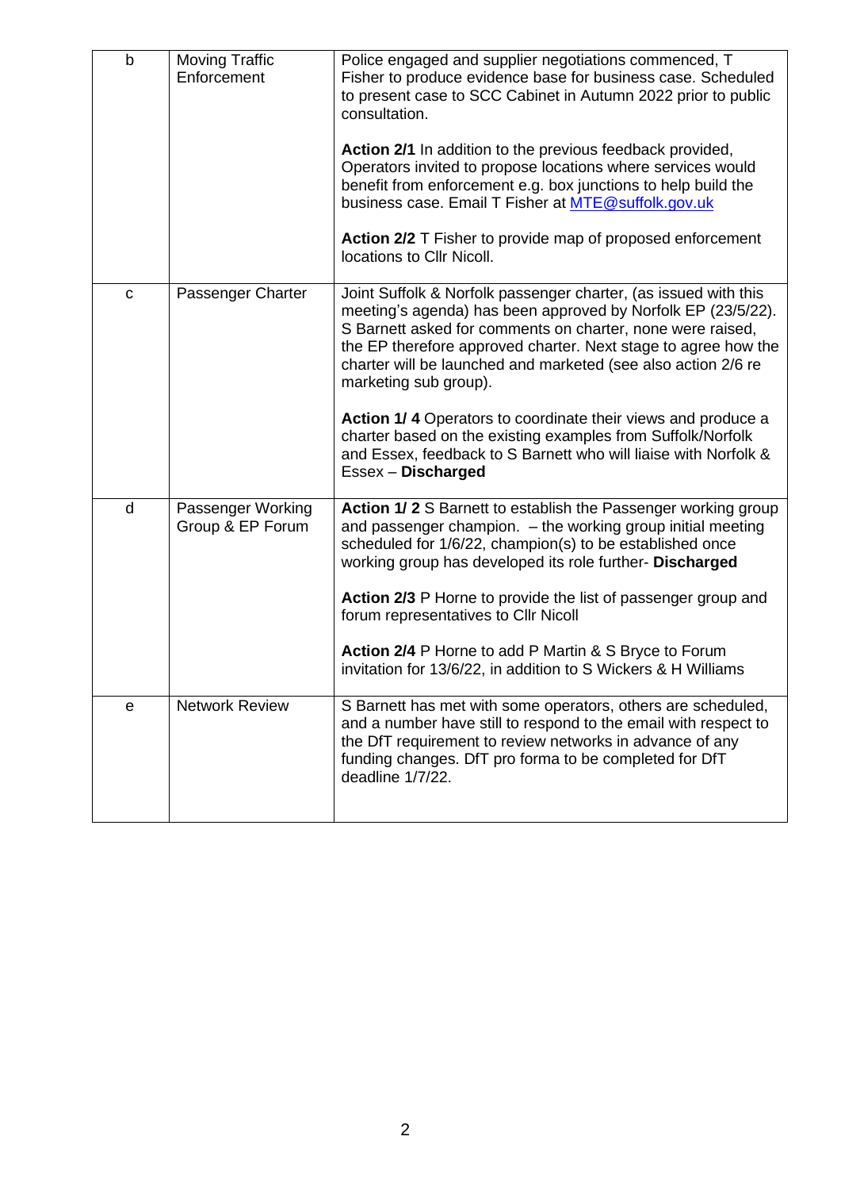| b | Moving Traffic Enforcement | Police engaged and supplier negotiations commenced, T Fisher to produce evidence base for business case. Scheduled to present case to SCC Cabinet in Autumn 2022 prior to public consultation.<br><br>**Action 2/1** In addition to the previous feedback provided, Operators invited to propose locations where services would benefit from enforcement e.g. box junctions to help build the business case. Email T Fisher at MTE@suffolk.gov.uk<br><br>**Action 2/2** T Fisher to provide map of proposed enforcement locations to Cllr Nicoll. |
|---|---|---|
| c | Passenger Charter | Joint Suffolk & Norfolk passenger charter, (as issued with this meeting's agenda) has been approved by Norfolk EP (23/5/22). S Barnett asked for comments on charter, none were raised, the EP therefore approved charter. Next stage to agree how the charter will be launched and marketed (see also action 2/6 re marketing sub group).<br><br>**Action 1/ 4** Operators to coordinate their views and produce a charter based on the existing examples from Suffolk/Norfolk and Essex, feedback to S Barnett who will liaise with Norfolk & Essex – **Discharged** |
| d | Passenger Working Group & EP Forum | **Action 1/ 2** S Barnett to establish the Passenger working group and passenger champion. – the working group initial meeting scheduled for 1/6/22, champion(s) to be established once working group has developed its role further- **Discharged**<br><br>**Action 2/3** P Horne to provide the list of passenger group and forum representatives to Cllr Nicoll<br><br>**Action 2/4** P Horne to add P Martin & S Bryce to Forum invitation for 13/6/22, in addition to S Wickers & H Williams |
| e | Network Review | S Barnett has met with some operators, others are scheduled, and a number have still to respond to the email with respect to the DfT requirement to review networks in advance of any funding changes. DfT pro forma to be completed for DfT deadline 1/7/22. |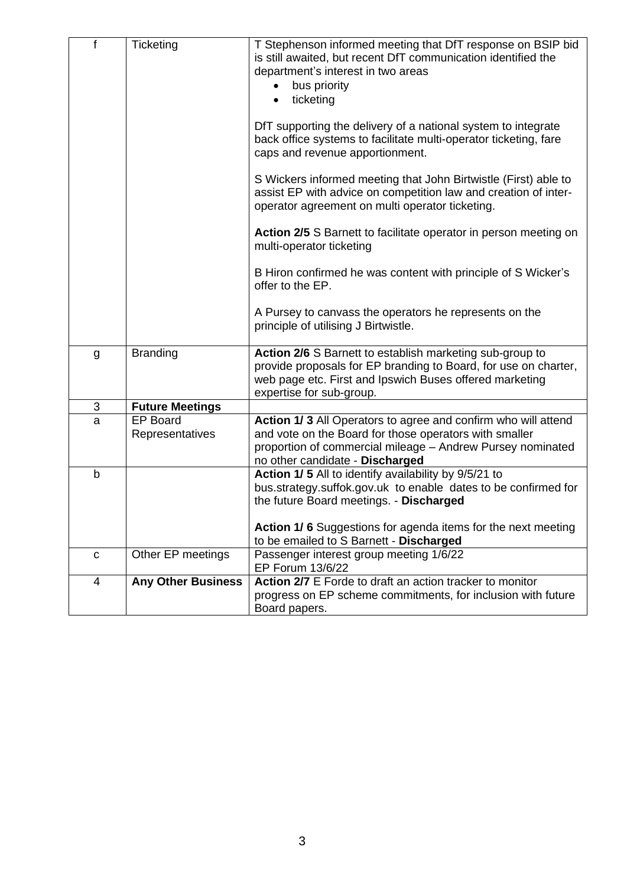| | | |
|---|---|---|
| f | Ticketing | T Stephenson informed meeting that DfT response on BSIP bid is still awaited, but recent DfT communication identified the department's interest in two areas<br>• bus priority<br>• ticketing<br><br>DfT supporting the delivery of a national system to integrate back office systems to facilitate multi-operator ticketing, fare caps and revenue apportionment.<br><br>S Wickers informed meeting that John Birtwistle (First) able to assist EP with advice on competition law and creation of inter-operator agreement on multi operator ticketing.<br><br>**Action 2/5** S Barnett to facilitate operator in person meeting on multi-operator ticketing<br><br>B Hiron confirmed he was content with principle of S Wicker's offer to the EP.<br><br>A Pursey to canvass the operators he represents on the principle of utilising J Birtwistle. |
| g | Branding | **Action 2/6** S Barnett to establish marketing sub-group to provide proposals for EP branding to Board, for use on charter, web page etc. First and Ipswich Buses offered marketing expertise for sub-group. |
| 3 | **Future Meetings** | |
| a | EP Board Representatives | **Action 1/ 3** All Operators to agree and confirm who will attend and vote on the Board for those operators with smaller proportion of commercial mileage – Andrew Pursey nominated no other candidate - **Discharged** |
| b | | **Action 1/ 5** All to identify availability by 9/5/21 to bus.strategy.suffok.gov.uk to enable dates to be confirmed for the future Board meetings. - **Discharged**<br><br>**Action 1/ 6** Suggestions for agenda items for the next meeting to be emailed to S Barnett - **Discharged** |
| c | Other EP meetings | Passenger interest group meeting 1/6/22<br>EP Forum 13/6/22 |
| 4 | **Any Other Business** | **Action 2/7** E Forde to draft an action tracker to monitor progress on EP scheme commitments, for inclusion with future Board papers. |